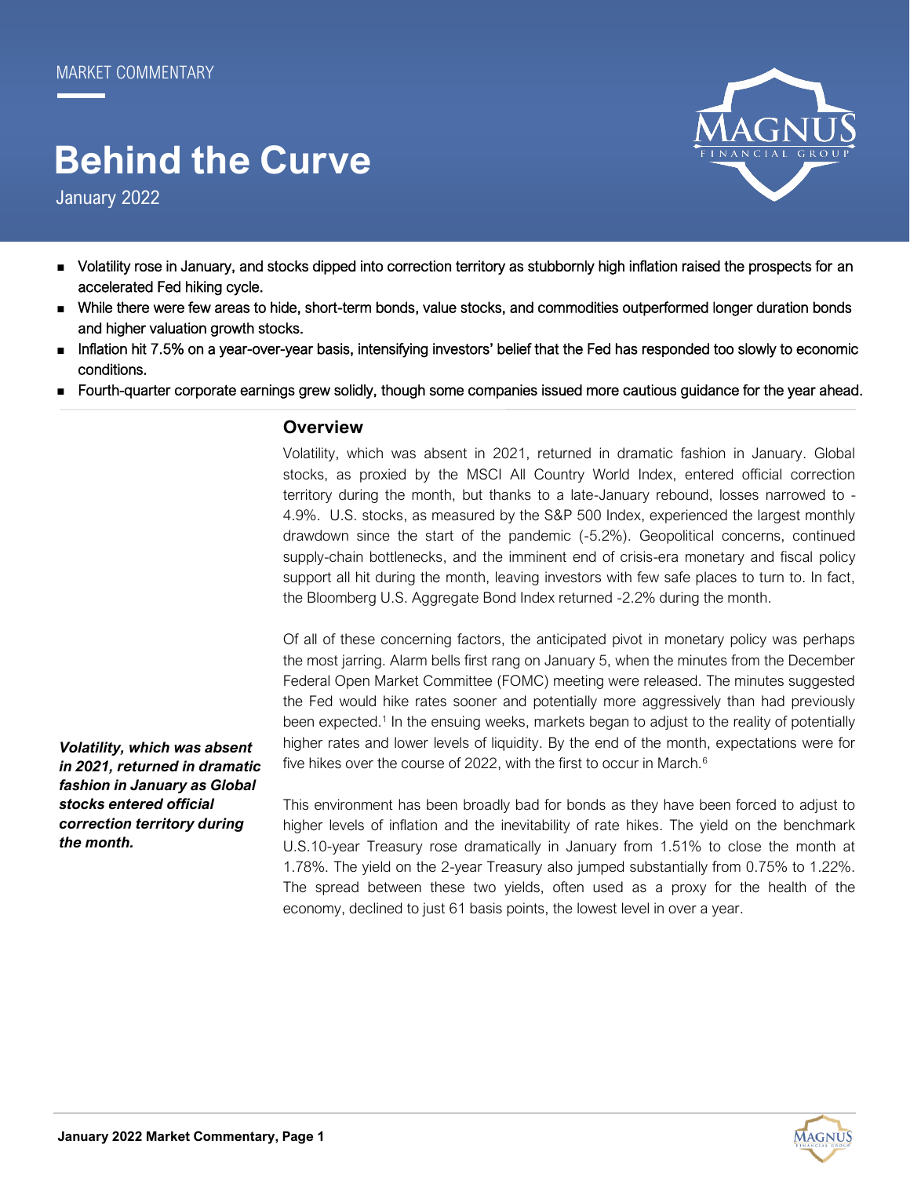MARKET COMMENTARY

# Behind the Curve

January 2022

- Volatility rose in January, and stocks dipped into correction territory as stubbornly high inflation raised the prospects for an accelerated Fed hiking cycle.
- While there were few areas to hide, short-term bonds, value stocks, and commodities outperformed longer duration bonds and higher valuation growth stocks.
- Inflation hit 7.5% on a year-over-year basis, intensifying investors' belief that the Fed has responded too slowly to economic conditions.
- Fourth-quarter corporate earnings grew solidly, though some companies issued more cautious guidance for the year ahead.

## Overview

Volatility, which was absent in 2021, returned in dramatic fashion in January. Global stocks, as proxied by the MSCI All Country World Index, entered official correction territory during the month, but thanks to a late-January rebound, losses narrowed to -4.9%. U.S. stocks, as measured by the S&P 500 Index, experienced the largest monthly drawdown since the start of the pandemic (-5.2%). Geopolitical concerns, continued supply-chain bottlenecks, and the imminent end of crisis-era monetary and fiscal policy support all hit during the month, leaving investors with few safe places to turn to. In fact, the Bloomberg U.S. Aggregate Bond Index returned -2.2% during the month.

*Volatility, which was absent in 2021, returned in dramatic fashion in January as Global stocks entered official correction territory during the month.*

Of all of these concerning factors, the anticipated pivot in monetary policy was perhaps the most jarring. Alarm bells first rang on January 5, when the minutes from the December Federal Open Market Committee (FOMC) meeting were released. The minutes suggested the Fed would hike rates sooner and potentially more aggressively than had previously been expected.[1] In the ensuing weeks, markets began to adjust to the reality of potentially higher rates and lower levels of liquidity. By the end of the month, expectations were for five hikes over the course of 2022, with the first to occur in March.[6]

This environment has been broadly bad for bonds as they have been forced to adjust to higher levels of inflation and the inevitability of rate hikes. The yield on the benchmark U.S.10-year Treasury rose dramatically in January from 1.51% to close the month at 1.78%. The yield on the 2-year Treasury also jumped substantially from 0.75% to 1.22%. The spread between these two yields, often used as a proxy for the health of the economy, declined to just 61 basis points, the lowest level in over a year.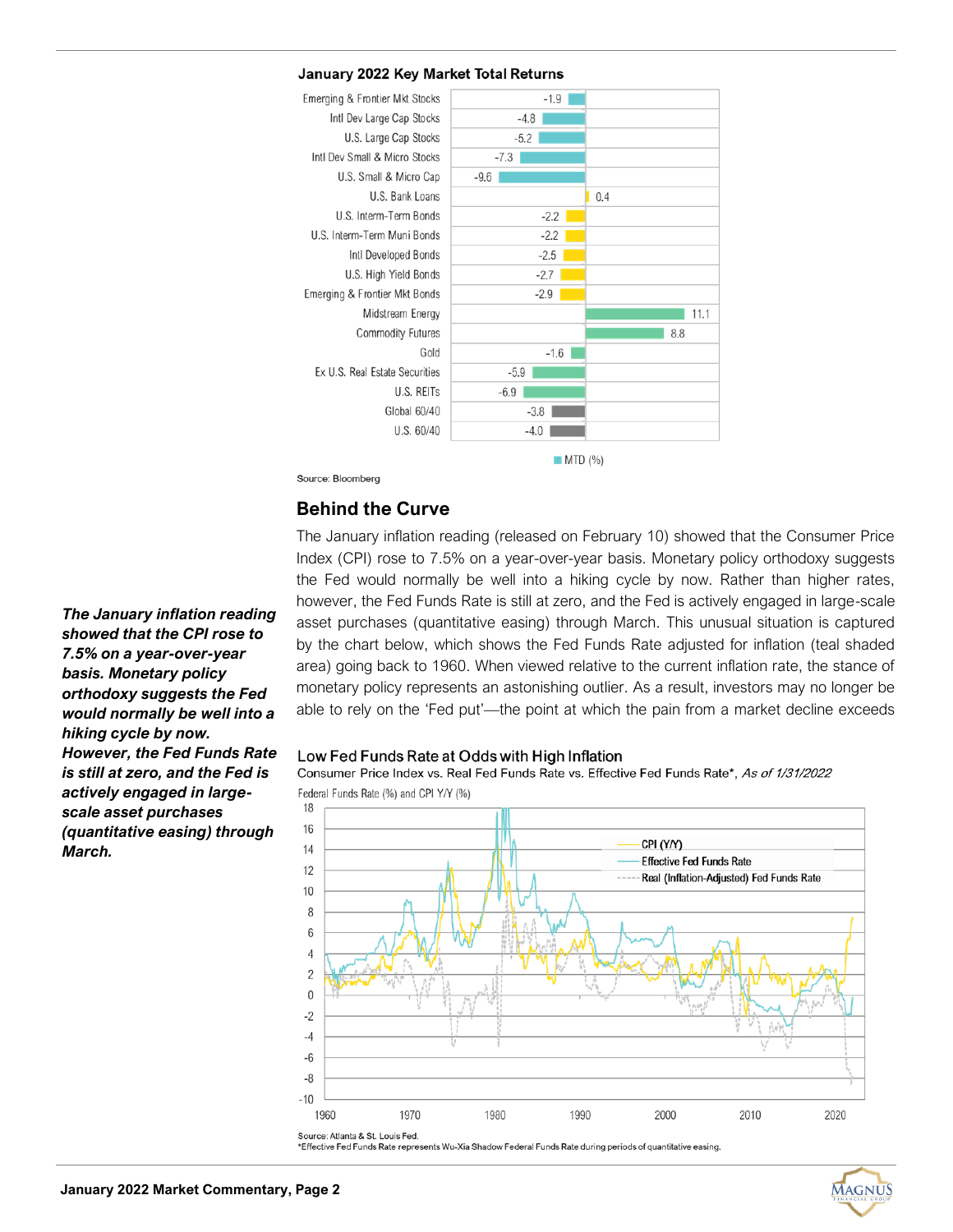### January 2022 Key Market Total Returns

| Asset Class | MTD (%) |
|---|---|
| Emerging & Frontier Mkt Stocks | -1.9 |
| Intl Dev Large Cap Stocks | -4.8 |
| U.S. Large Cap Stocks | -5.2 |
| Intl Dev Small & Micro Stocks | -7.3 |
| U.S. Small & Micro Cap | -9.6 |
| U.S. Bank Loans | 0.4 |
| U.S. Interm-Term Bonds | -2.2 |
| U.S. Interm-Term Muni Bonds | -2.2 |
| Intl Developed Bonds | -2.5 |
| U.S. High Yield Bonds | -2.7 |
| Emerging & Frontier Mkt Bonds | -2.9 |
| Midstream Energy | 11.1 |
| Commodity Futures | 8.8 |
| Gold | -1.6 |
| Ex U.S. Real Estate Securities | -5.9 |
| U.S. REITs | -6.9 |
| Global 60/40 | -3.8 |
| U.S. 60/40 | -4.0 |

Source: Bloomberg

## Behind the Curve

***The January inflation reading showed that the CPI rose to 7.5% on a year-over-year basis. Monetary policy orthodoxy suggests the Fed would normally be well into a hiking cycle by now. However, the Fed Funds Rate is still at zero, and the Fed is actively engaged in large-scale asset purchases (quantitative easing) through March.***

The January inflation reading (released on February 10) showed that the Consumer Price Index (CPI) rose to 7.5% on a year-over-year basis. Monetary policy orthodoxy suggests the Fed would normally be well into a hiking cycle by now. Rather than higher rates, however, the Fed Funds Rate is still at zero, and the Fed is actively engaged in large-scale asset purchases (quantitative easing) through March. This unusual situation is captured by the chart below, which shows the Fed Funds Rate adjusted for inflation (teal shaded area) going back to 1960. When viewed relative to the current inflation rate, the stance of monetary policy represents an astonishing outlier. As a result, investors may no longer be able to rely on the 'Fed put'—the point at which the pain from a market decline exceeds

### Low Fed Funds Rate at Odds with High Inflation

Consumer Price Index vs. Real Fed Funds Rate vs. Effective Fed Funds Rate*, *As of 1/31/2022*

Source: Atlanta & St. Louis Fed.
*Effective Fed Funds Rate represents Wu-Xia Shadow Federal Funds Rate during periods of quantitative easing.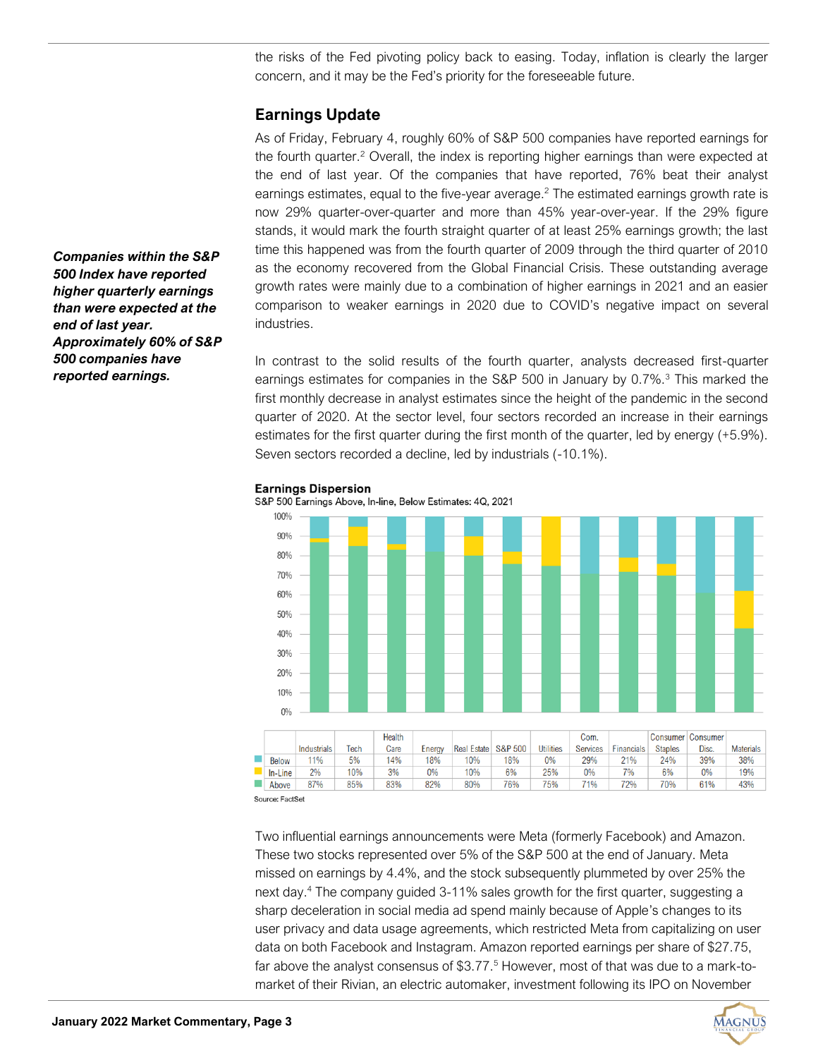the risks of the Fed pivoting policy back to easing. Today, inflation is clearly the larger concern, and it may be the Fed's priority for the foreseeable future.

## Earnings Update

*Companies within the S&P 500 Index have reported higher quarterly earnings than were expected at the end of last year. Approximately 60% of S&P 500 companies have reported earnings.*

As of Friday, February 4, roughly 60% of S&P 500 companies have reported earnings for the fourth quarter.[2] Overall, the index is reporting higher earnings than were expected at the end of last year. Of the companies that have reported, 76% beat their analyst earnings estimates, equal to the five-year average.[2] The estimated earnings growth rate is now 29% quarter-over-quarter and more than 45% year-over-year. If the 29% figure stands, it would mark the fourth straight quarter of at least 25% earnings growth; the last time this happened was from the fourth quarter of 2009 through the third quarter of 2010 as the economy recovered from the Global Financial Crisis. These outstanding average growth rates were mainly due to a combination of higher earnings in 2021 and an easier comparison to weaker earnings in 2020 due to COVID's negative impact on several industries.

In contrast to the solid results of the fourth quarter, analysts decreased first-quarter earnings estimates for companies in the S&P 500 in January by 0.7%.[3] This marked the first monthly decrease in analyst estimates since the height of the pandemic in the second quarter of 2020. At the sector level, four sectors recorded an increase in their earnings estimates for the first quarter during the first month of the quarter, led by energy (+5.9%). Seven sectors recorded a decline, led by industrials (-10.1%).

**Earnings Dispersion**

S&P 500 Earnings Above, In-line, Below Estimates: 4Q, 2021

| | Industrials | Tech | Health Care | Energy | Real Estate | S&P 500 | Utilities | Com. Services | Financials | Consumer Staples | Consumer Disc. | Materials |
|---|---|---|---|---|---|---|---|---|---|---|---|---|
| Below | 11% | 5% | 14% | 18% | 10% | 18% | 0% | 29% | 21% | 24% | 39% | 38% |
| In-Line | 2% | 10% | 3% | 0% | 10% | 6% | 25% | 0% | 7% | 6% | 0% | 19% |
| Above | 87% | 85% | 83% | 82% | 80% | 76% | 75% | 71% | 72% | 70% | 61% | 43% |

Source: FactSet

Two influential earnings announcements were Meta (formerly Facebook) and Amazon. These two stocks represented over 5% of the S&P 500 at the end of January. Meta missed on earnings by 4.4%, and the stock subsequently plummeted by over 25% the next day.[4] The company guided 3-11% sales growth for the first quarter, suggesting a sharp deceleration in social media ad spend mainly because of Apple's changes to its user privacy and data usage agreements, which restricted Meta from capitalizing on user data on both Facebook and Instagram. Amazon reported earnings per share of $27.75, far above the analyst consensus of $3.77.[5] However, most of that was due to a mark-to-market of their Rivian, an electric automaker, investment following its IPO on November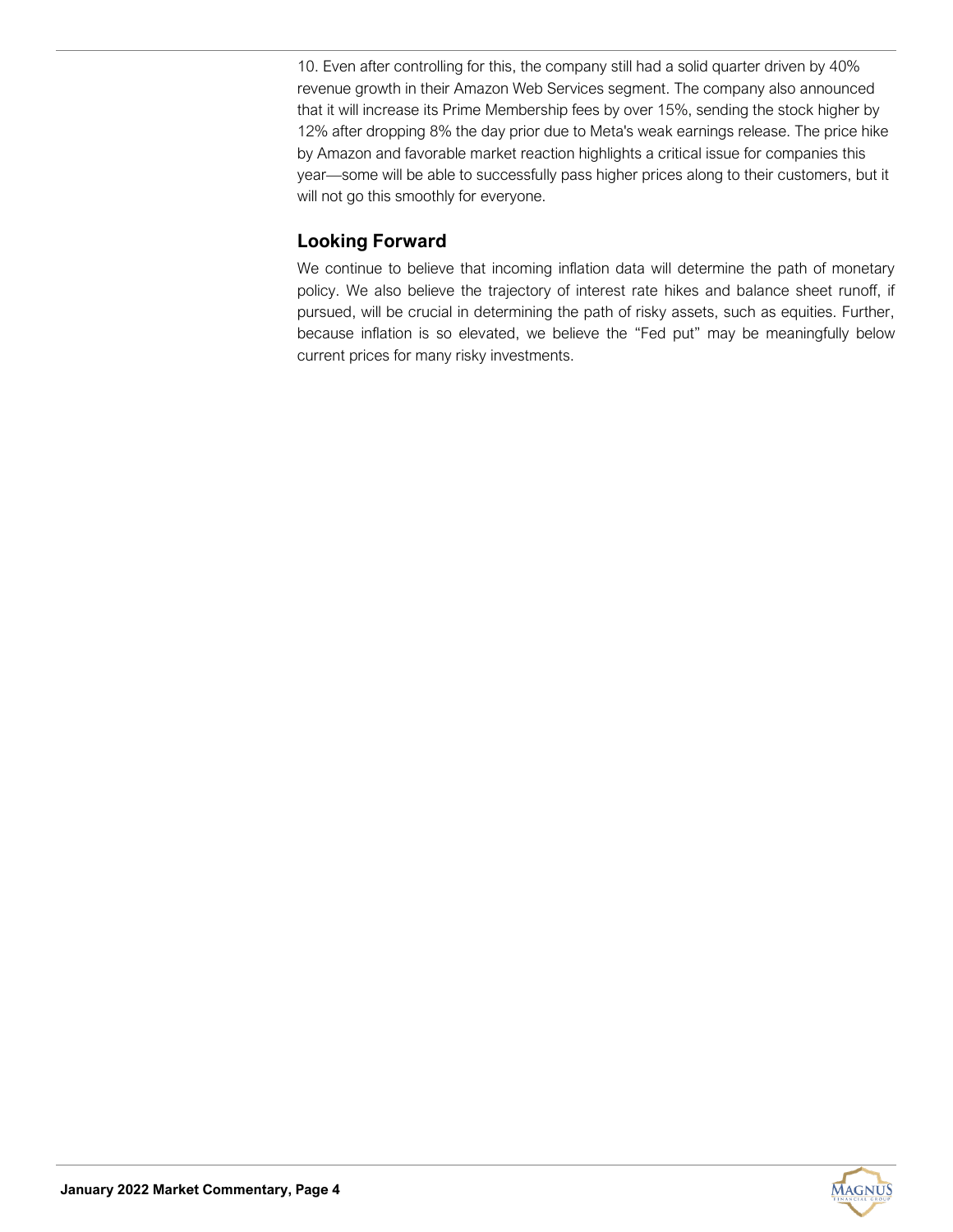10. Even after controlling for this, the company still had a solid quarter driven by 40% revenue growth in their Amazon Web Services segment. The company also announced that it will increase its Prime Membership fees by over 15%, sending the stock higher by 12% after dropping 8% the day prior due to Meta's weak earnings release. The price hike by Amazon and favorable market reaction highlights a critical issue for companies this year—some will be able to successfully pass higher prices along to their customers, but it will not go this smoothly for everyone.

## Looking Forward

We continue to believe that incoming inflation data will determine the path of monetary policy. We also believe the trajectory of interest rate hikes and balance sheet runoff, if pursued, will be crucial in determining the path of risky assets, such as equities. Further, because inflation is so elevated, we believe the "Fed put" may be meaningfully below current prices for many risky investments.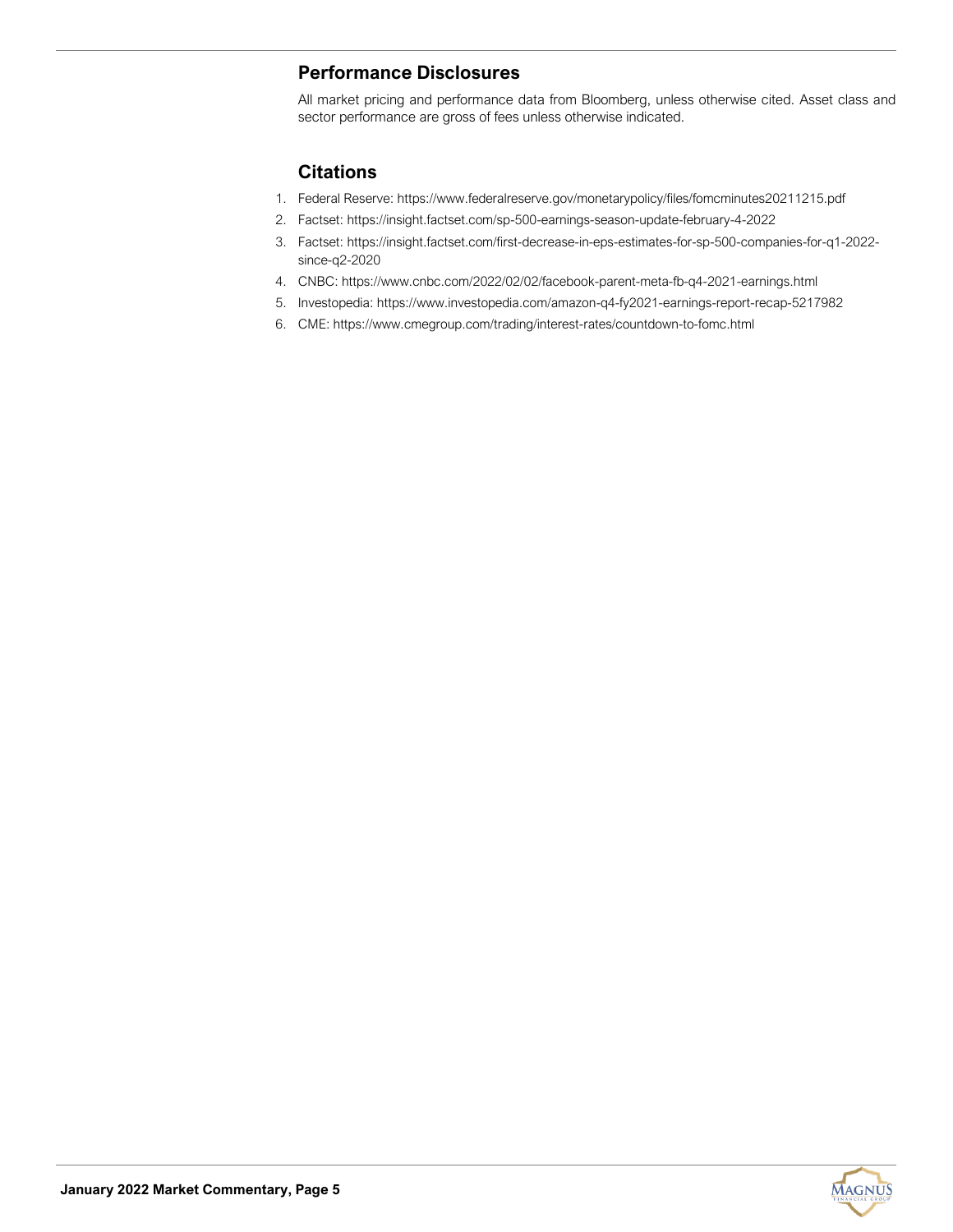## Performance Disclosures

All market pricing and performance data from Bloomberg, unless otherwise cited. Asset class and sector performance are gross of fees unless otherwise indicated.

## Citations

1. Federal Reserve: https://www.federalreserve.gov/monetarypolicy/files/fomcminutes20211215.pdf
2. Factset: https://insight.factset.com/sp-500-earnings-season-update-february-4-2022
3. Factset: https://insight.factset.com/first-decrease-in-eps-estimates-for-sp-500-companies-for-q1-2022-since-q2-2020
4. CNBC: https://www.cnbc.com/2022/02/02/facebook-parent-meta-fb-q4-2021-earnings.html
5. Investopedia: https://www.investopedia.com/amazon-q4-fy2021-earnings-report-recap-5217982
6. CME: https://www.cmegroup.com/trading/interest-rates/countdown-to-fomc.html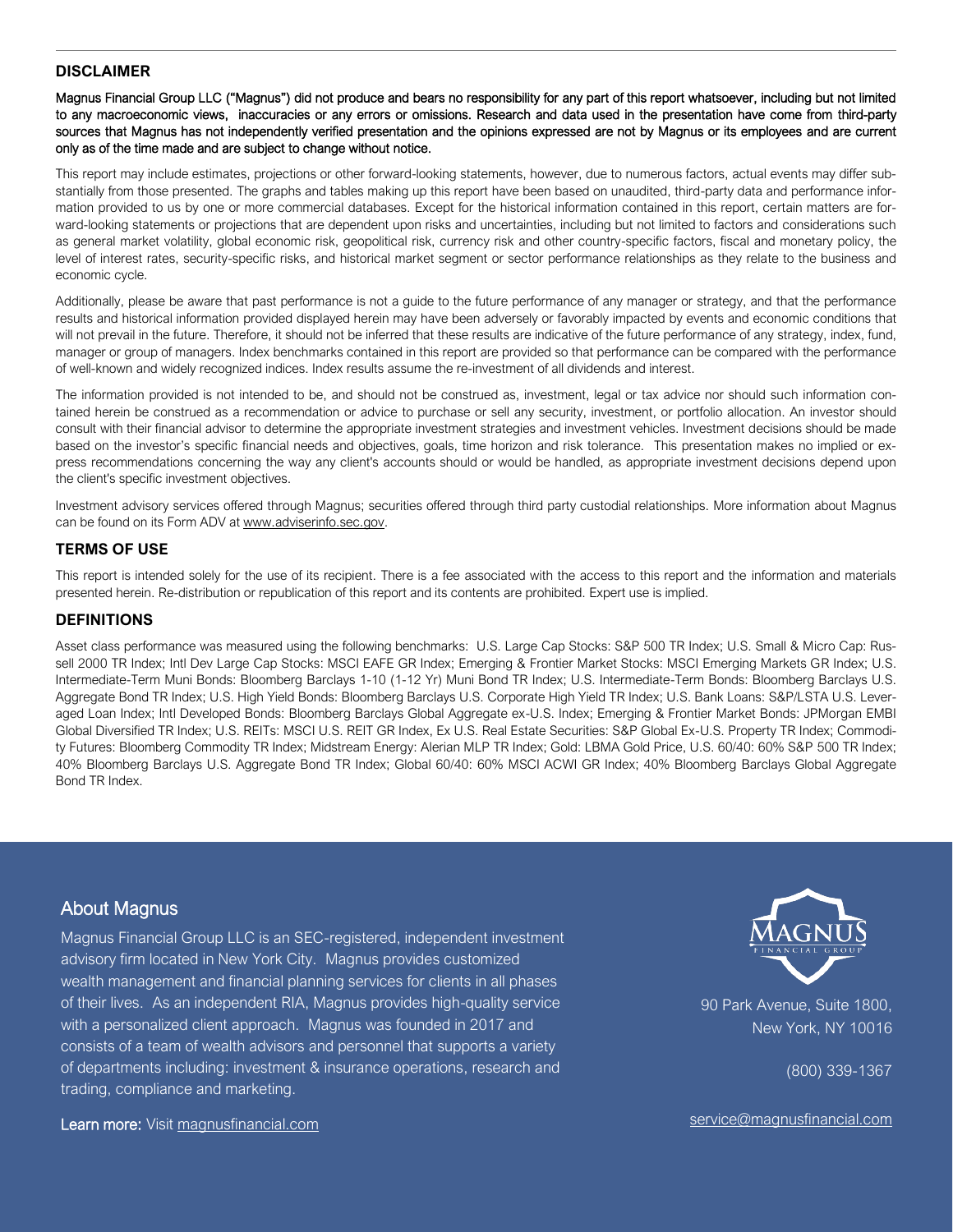## DISCLAIMER

**Magnus Financial Group LLC ("Magnus") did not produce and bears no responsibility for any part of this report whatsoever, including but not limited to any macroeconomic views, inaccuracies or any errors or omissions. Research and data used in the presentation have come from third-party sources that Magnus has not independently verified presentation and the opinions expressed are not by Magnus or its employees and are current only as of the time made and are subject to change without notice.**

This report may include estimates, projections or other forward-looking statements, however, due to numerous factors, actual events may differ substantially from those presented. The graphs and tables making up this report have been based on unaudited, third-party data and performance information provided to us by one or more commercial databases. Except for the historical information contained in this report, certain matters are forward-looking statements or projections that are dependent upon risks and uncertainties, including but not limited to factors and considerations such as general market volatility, global economic risk, geopolitical risk, currency risk and other country-specific factors, fiscal and monetary policy, the level of interest rates, security-specific risks, and historical market segment or sector performance relationships as they relate to the business and economic cycle.

Additionally, please be aware that past performance is not a guide to the future performance of any manager or strategy, and that the performance results and historical information provided displayed herein may have been adversely or favorably impacted by events and economic conditions that will not prevail in the future. Therefore, it should not be inferred that these results are indicative of the future performance of any strategy, index, fund, manager or group of managers. Index benchmarks contained in this report are provided so that performance can be compared with the performance of well-known and widely recognized indices. Index results assume the re-investment of all dividends and interest.

The information provided is not intended to be, and should not be construed as, investment, legal or tax advice nor should such information contained herein be construed as a recommendation or advice to purchase or sell any security, investment, or portfolio allocation. An investor should consult with their financial advisor to determine the appropriate investment strategies and investment vehicles. Investment decisions should be made based on the investor's specific financial needs and objectives, goals, time horizon and risk tolerance. This presentation makes no implied or express recommendations concerning the way any client's accounts should or would be handled, as appropriate investment decisions depend upon the client's specific investment objectives.

Investment advisory services offered through Magnus; securities offered through third party custodial relationships. More information about Magnus can be found on its Form ADV at www.adviserinfo.sec.gov.

## TERMS OF USE

This report is intended solely for the use of its recipient. There is a fee associated with the access to this report and the information and materials presented herein. Re-distribution or republication of this report and its contents are prohibited. Expert use is implied.

## DEFINITIONS

Asset class performance was measured using the following benchmarks: U.S. Large Cap Stocks: S&P 500 TR Index; U.S. Small & Micro Cap: Russell 2000 TR Index; Intl Dev Large Cap Stocks: MSCI EAFE GR Index; Emerging & Frontier Market Stocks: MSCI Emerging Markets GR Index; U.S. Intermediate-Term Muni Bonds: Bloomberg Barclays 1-10 (1-12 Yr) Muni Bond TR Index; U.S. Intermediate-Term Bonds: Bloomberg Barclays U.S. Aggregate Bond TR Index; U.S. High Yield Bonds: Bloomberg Barclays U.S. Corporate High Yield TR Index; U.S. Bank Loans: S&P/LSTA U.S. Leveraged Loan Index; Intl Developed Bonds: Bloomberg Barclays Global Aggregate ex-U.S. Index; Emerging & Frontier Market Bonds: JPMorgan EMBI Global Diversified TR Index; U.S. REITs: MSCI U.S. REIT GR Index, Ex U.S. Real Estate Securities: S&P Global Ex-U.S. Property TR Index; Commodity Futures: Bloomberg Commodity TR Index; Midstream Energy: Alerian MLP TR Index; Gold: LBMA Gold Price, U.S. 60/40: 60% S&P 500 TR Index; 40% Bloomberg Barclays U.S. Aggregate Bond TR Index; Global 60/40: 60% MSCI ACWI GR Index; 40% Bloomberg Barclays Global Aggregate Bond TR Index.

## About Magnus

Magnus Financial Group LLC is an SEC-registered, independent investment advisory firm located in New York City. Magnus provides customized wealth management and financial planning services for clients in all phases of their lives. As an independent RIA, Magnus provides high-quality service with a personalized client approach. Magnus was founded in 2017 and consists of a team of wealth advisors and personnel that supports a variety of departments including: investment & insurance operations, research and trading, compliance and marketing.

**Learn more:** Visit magnusfinancial.com

MAGNUS
FINANCIAL GROUP

90 Park Avenue, Suite 1800,
New York, NY 10016

(800) 339-1367

service@magnusfinancial.com